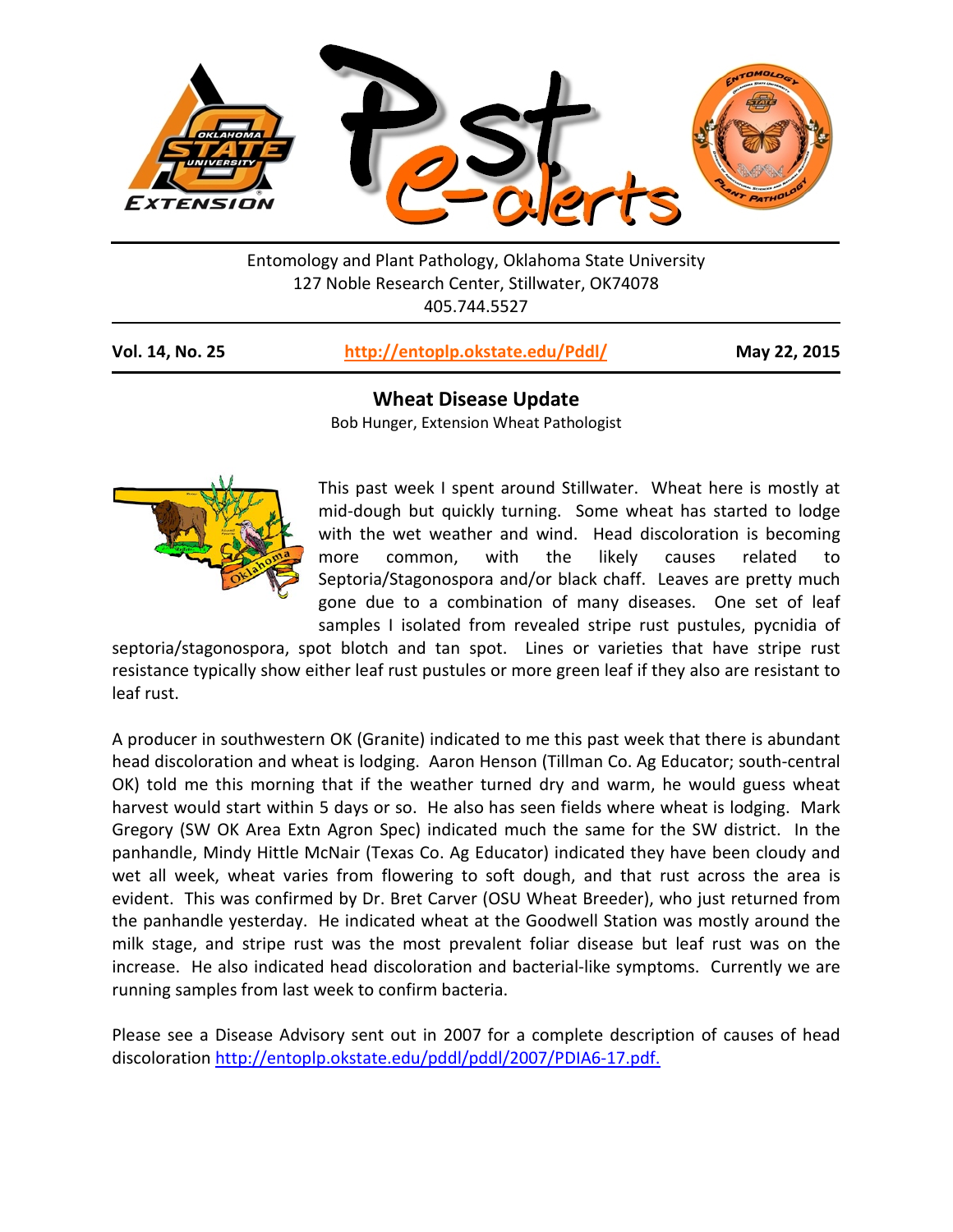Entomology and Plant Pathology, Oklahoma State University
127 Noble Research Center, Stillwater, OK74078
405.744.5527

**Vol. 14, No. 25** | **http://entoplp.okstate.edu/Pddl/** | **May 22, 2015**

## Wheat Disease Update

Bob Hunger, Extension Wheat Pathologist

This past week I spent around Stillwater. Wheat here is mostly at mid-dough but quickly turning. Some wheat has started to lodge with the wet weather and wind. Head discoloration is becoming more common, with the likely causes related to Septoria/Stagonospora and/or black chaff. Leaves are pretty much gone due to a combination of many diseases. One set of leaf samples I isolated from revealed stripe rust pustules, pycnidia of septoria/stagonospora, spot blotch and tan spot. Lines or varieties that have stripe rust resistance typically show either leaf rust pustules or more green leaf if they also are resistant to leaf rust.

A producer in southwestern OK (Granite) indicated to me this past week that there is abundant head discoloration and wheat is lodging. Aaron Henson (Tillman Co. Ag Educator; south-central OK) told me this morning that if the weather turned dry and warm, he would guess wheat harvest would start within 5 days or so. He also has seen fields where wheat is lodging. Mark Gregory (SW OK Area Extn Agron Spec) indicated much the same for the SW district. In the panhandle, Mindy Hittle McNair (Texas Co. Ag Educator) indicated they have been cloudy and wet all week, wheat varies from flowering to soft dough, and that rust across the area is evident. This was confirmed by Dr. Bret Carver (OSU Wheat Breeder), who just returned from the panhandle yesterday. He indicated wheat at the Goodwell Station was mostly around the milk stage, and stripe rust was the most prevalent foliar disease but leaf rust was on the increase. He also indicated head discoloration and bacterial-like symptoms. Currently we are running samples from last week to confirm bacteria.

Please see a Disease Advisory sent out in 2007 for a complete description of causes of head discoloration http://entoplp.okstate.edu/pddl/pddl/2007/PDIA6-17.pdf.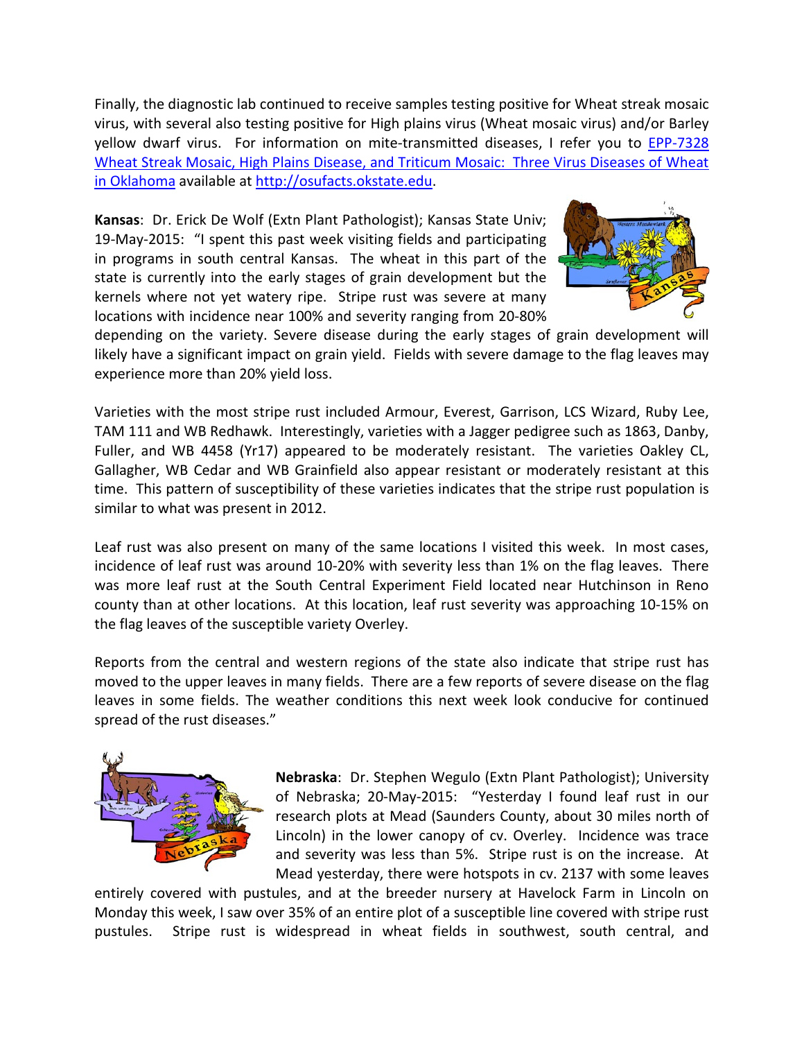Finally, the diagnostic lab continued to receive samples testing positive for Wheat streak mosaic virus, with several also testing positive for High plains virus (Wheat mosaic virus) and/or Barley yellow dwarf virus. For information on mite-transmitted diseases, I refer you to [EPP-7328 Wheat Streak Mosaic, High Plains Disease, and Triticum Mosaic: Three Virus Diseases of Wheat in Oklahoma](http://osufacts.okstate.edu) available at http://osufacts.okstate.edu.

**Kansas**: Dr. Erick De Wolf (Extn Plant Pathologist); Kansas State Univ; 19-May-2015: "I spent this past week visiting fields and participating in programs in south central Kansas. The wheat in this part of the state is currently into the early stages of grain development but the kernels where not yet watery ripe. Stripe rust was severe at many locations with incidence near 100% and severity ranging from 20-80% depending on the variety. Severe disease during the early stages of grain development will likely have a significant impact on grain yield. Fields with severe damage to the flag leaves may experience more than 20% yield loss.

Varieties with the most stripe rust included Armour, Everest, Garrison, LCS Wizard, Ruby Lee, TAM 111 and WB Redhawk. Interestingly, varieties with a Jagger pedigree such as 1863, Danby, Fuller, and WB 4458 (Yr17) appeared to be moderately resistant. The varieties Oakley CL, Gallagher, WB Cedar and WB Grainfield also appear resistant or moderately resistant at this time. This pattern of susceptibility of these varieties indicates that the stripe rust population is similar to what was present in 2012.

Leaf rust was also present on many of the same locations I visited this week. In most cases, incidence of leaf rust was around 10-20% with severity less than 1% on the flag leaves. There was more leaf rust at the South Central Experiment Field located near Hutchinson in Reno county than at other locations. At this location, leaf rust severity was approaching 10-15% on the flag leaves of the susceptible variety Overley.

Reports from the central and western regions of the state also indicate that stripe rust has moved to the upper leaves in many fields. There are a few reports of severe disease on the flag leaves in some fields. The weather conditions this next week look conducive for continued spread of the rust diseases."

**Nebraska**: Dr. Stephen Wegulo (Extn Plant Pathologist); University of Nebraska; 20-May-2015: "Yesterday I found leaf rust in our research plots at Mead (Saunders County, about 30 miles north of Lincoln) in the lower canopy of cv. Overley. Incidence was trace and severity was less than 5%. Stripe rust is on the increase. At Mead yesterday, there were hotspots in cv. 2137 with some leaves entirely covered with pustules, and at the breeder nursery at Havelock Farm in Lincoln on Monday this week, I saw over 35% of an entire plot of a susceptible line covered with stripe rust pustules. Stripe rust is widespread in wheat fields in southwest, south central, and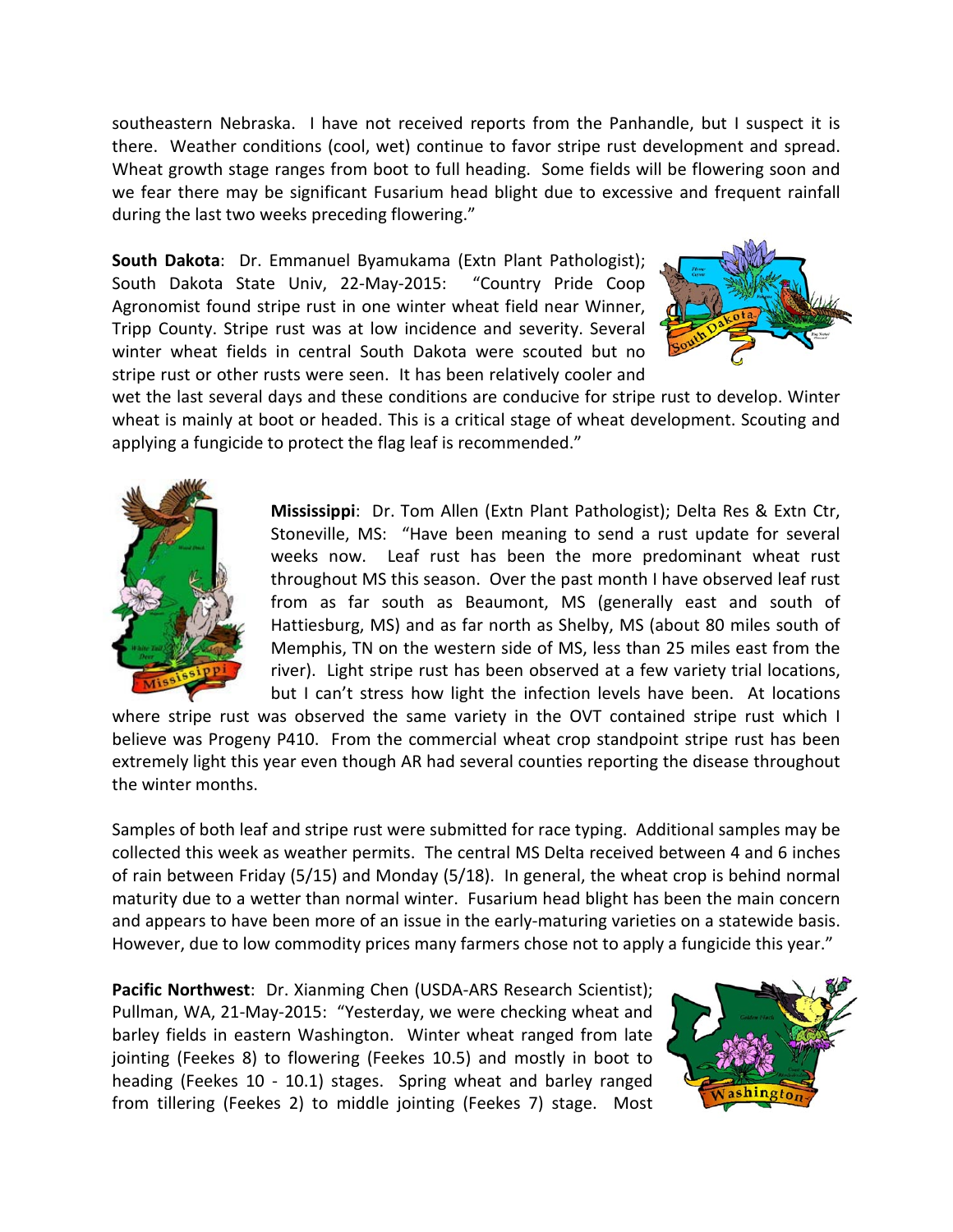southeastern Nebraska. I have not received reports from the Panhandle, but I suspect it is there. Weather conditions (cool, wet) continue to favor stripe rust development and spread. Wheat growth stage ranges from boot to full heading. Some fields will be flowering soon and we fear there may be significant Fusarium head blight due to excessive and frequent rainfall during the last two weeks preceding flowering."

**South Dakota**: Dr. Emmanuel Byamukama (Extn Plant Pathologist); South Dakota State Univ, 22-May-2015: "Country Pride Coop Agronomist found stripe rust in one winter wheat field near Winner, Tripp County. Stripe rust was at low incidence and severity. Several winter wheat fields in central South Dakota were scouted but no stripe rust or other rusts were seen. It has been relatively cooler and wet the last several days and these conditions are conducive for stripe rust to develop. Winter wheat is mainly at boot or headed. This is a critical stage of wheat development. Scouting and applying a fungicide to protect the flag leaf is recommended."

**Mississippi**: Dr. Tom Allen (Extn Plant Pathologist); Delta Res & Extn Ctr, Stoneville, MS: "Have been meaning to send a rust update for several weeks now. Leaf rust has been the more predominant wheat rust throughout MS this season. Over the past month I have observed leaf rust from as far south as Beaumont, MS (generally east and south of Hattiesburg, MS) and as far north as Shelby, MS (about 80 miles south of Memphis, TN on the western side of MS, less than 25 miles east from the river). Light stripe rust has been observed at a few variety trial locations, but I can't stress how light the infection levels have been. At locations where stripe rust was observed the same variety in the OVT contained stripe rust which I believe was Progeny P410. From the commercial wheat crop standpoint stripe rust has been extremely light this year even though AR had several counties reporting the disease throughout the winter months.

Samples of both leaf and stripe rust were submitted for race typing. Additional samples may be collected this week as weather permits. The central MS Delta received between 4 and 6 inches of rain between Friday (5/15) and Monday (5/18). In general, the wheat crop is behind normal maturity due to a wetter than normal winter. Fusarium head blight has been the main concern and appears to have been more of an issue in the early-maturing varieties on a statewide basis. However, due to low commodity prices many farmers chose not to apply a fungicide this year."

**Pacific Northwest**: Dr. Xianming Chen (USDA-ARS Research Scientist); Pullman, WA, 21-May-2015: "Yesterday, we were checking wheat and barley fields in eastern Washington. Winter wheat ranged from late jointing (Feekes 8) to flowering (Feekes 10.5) and mostly in boot to heading (Feekes 10 - 10.1) stages. Spring wheat and barley ranged from tillering (Feekes 2) to middle jointing (Feekes 7) stage. Most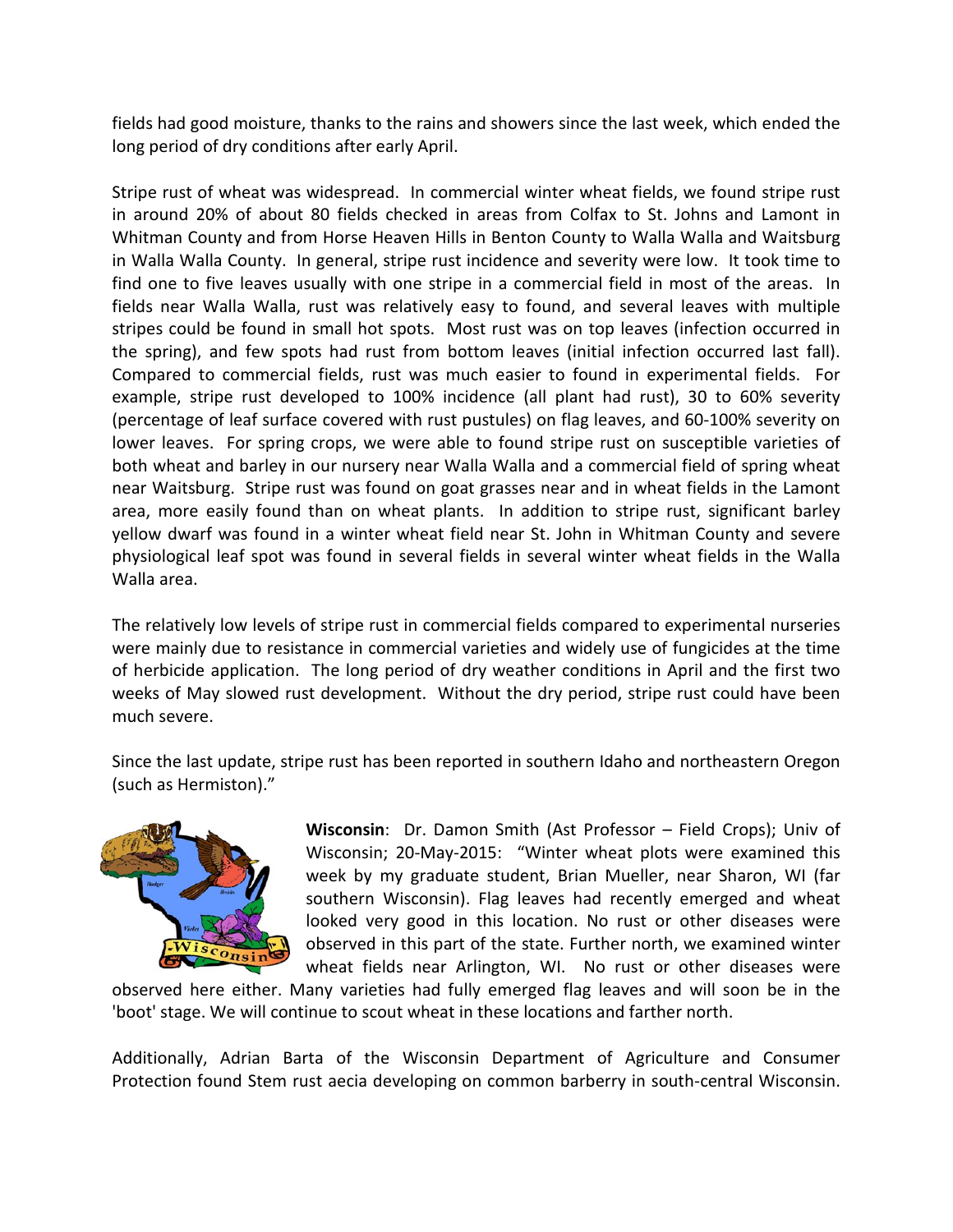fields had good moisture, thanks to the rains and showers since the last week, which ended the long period of dry conditions after early April.

Stripe rust of wheat was widespread. In commercial winter wheat fields, we found stripe rust in around 20% of about 80 fields checked in areas from Colfax to St. Johns and Lamont in Whitman County and from Horse Heaven Hills in Benton County to Walla Walla and Waitsburg in Walla Walla County. In general, stripe rust incidence and severity were low. It took time to find one to five leaves usually with one stripe in a commercial field in most of the areas. In fields near Walla Walla, rust was relatively easy to found, and several leaves with multiple stripes could be found in small hot spots. Most rust was on top leaves (infection occurred in the spring), and few spots had rust from bottom leaves (initial infection occurred last fall). Compared to commercial fields, rust was much easier to found in experimental fields. For example, stripe rust developed to 100% incidence (all plant had rust), 30 to 60% severity (percentage of leaf surface covered with rust pustules) on flag leaves, and 60-100% severity on lower leaves. For spring crops, we were able to found stripe rust on susceptible varieties of both wheat and barley in our nursery near Walla Walla and a commercial field of spring wheat near Waitsburg. Stripe rust was found on goat grasses near and in wheat fields in the Lamont area, more easily found than on wheat plants. In addition to stripe rust, significant barley yellow dwarf was found in a winter wheat field near St. John in Whitman County and severe physiological leaf spot was found in several fields in several winter wheat fields in the Walla Walla area.

The relatively low levels of stripe rust in commercial fields compared to experimental nurseries were mainly due to resistance in commercial varieties and widely use of fungicides at the time of herbicide application. The long period of dry weather conditions in April and the first two weeks of May slowed rust development. Without the dry period, stripe rust could have been much severe.

Since the last update, stripe rust has been reported in southern Idaho and northeastern Oregon (such as Hermiston)."

**Wisconsin**: Dr. Damon Smith (Ast Professor – Field Crops); Univ of Wisconsin; 20-May-2015: "Winter wheat plots were examined this week by my graduate student, Brian Mueller, near Sharon, WI (far southern Wisconsin). Flag leaves had recently emerged and wheat looked very good in this location. No rust or other diseases were observed in this part of the state. Further north, we examined winter wheat fields near Arlington, WI. No rust or other diseases were observed here either. Many varieties had fully emerged flag leaves and will soon be in the 'boot' stage. We will continue to scout wheat in these locations and farther north.

Additionally, Adrian Barta of the Wisconsin Department of Agriculture and Consumer Protection found Stem rust aecia developing on common barberry in south-central Wisconsin.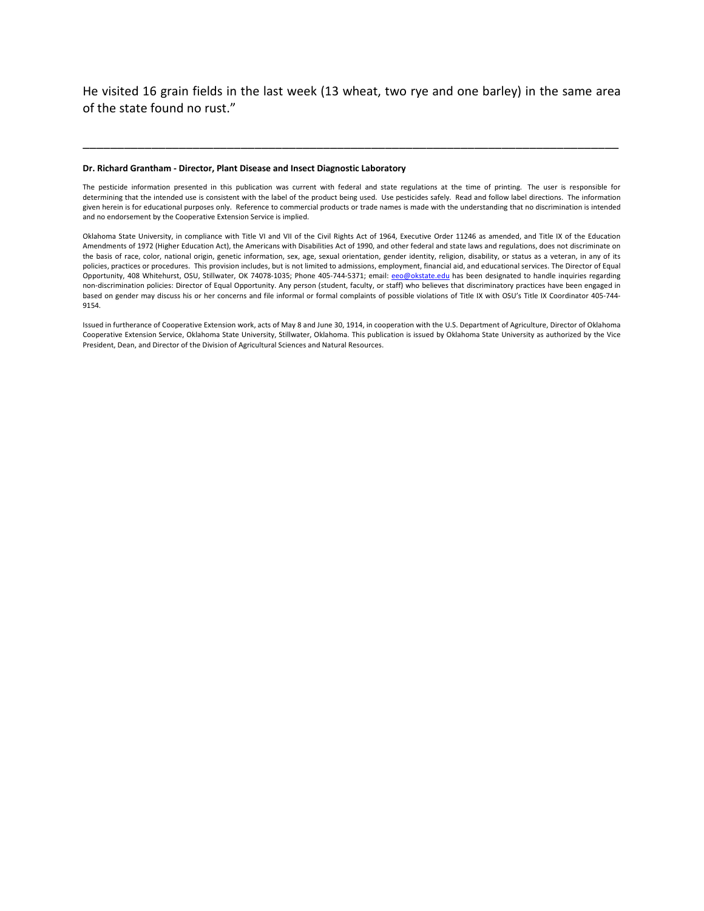He visited 16 grain fields in the last week (13 wheat, two rye and one barley) in the same area of the state found no rust."

---

**Dr. Richard Grantham - Director, Plant Disease and Insect Diagnostic Laboratory**

The pesticide information presented in this publication was current with federal and state regulations at the time of printing. The user is responsible for determining that the intended use is consistent with the label of the product being used. Use pesticides safely. Read and follow label directions. The information given herein is for educational purposes only. Reference to commercial products or trade names is made with the understanding that no discrimination is intended and no endorsement by the Cooperative Extension Service is implied.

Oklahoma State University, in compliance with Title VI and VII of the Civil Rights Act of 1964, Executive Order 11246 as amended, and Title IX of the Education Amendments of 1972 (Higher Education Act), the Americans with Disabilities Act of 1990, and other federal and state laws and regulations, does not discriminate on the basis of race, color, national origin, genetic information, sex, age, sexual orientation, gender identity, religion, disability, or status as a veteran, in any of its policies, practices or procedures. This provision includes, but is not limited to admissions, employment, financial aid, and educational services. The Director of Equal Opportunity, 408 Whitehurst, OSU, Stillwater, OK 74078-1035; Phone 405-744-5371; email: eeo@okstate.edu has been designated to handle inquiries regarding non-discrimination policies: Director of Equal Opportunity. Any person (student, faculty, or staff) who believes that discriminatory practices have been engaged in based on gender may discuss his or her concerns and file informal or formal complaints of possible violations of Title IX with OSU's Title IX Coordinator 405-744-9154.

Issued in furtherance of Cooperative Extension work, acts of May 8 and June 30, 1914, in cooperation with the U.S. Department of Agriculture, Director of Oklahoma Cooperative Extension Service, Oklahoma State University, Stillwater, Oklahoma. This publication is issued by Oklahoma State University as authorized by the Vice President, Dean, and Director of the Division of Agricultural Sciences and Natural Resources.